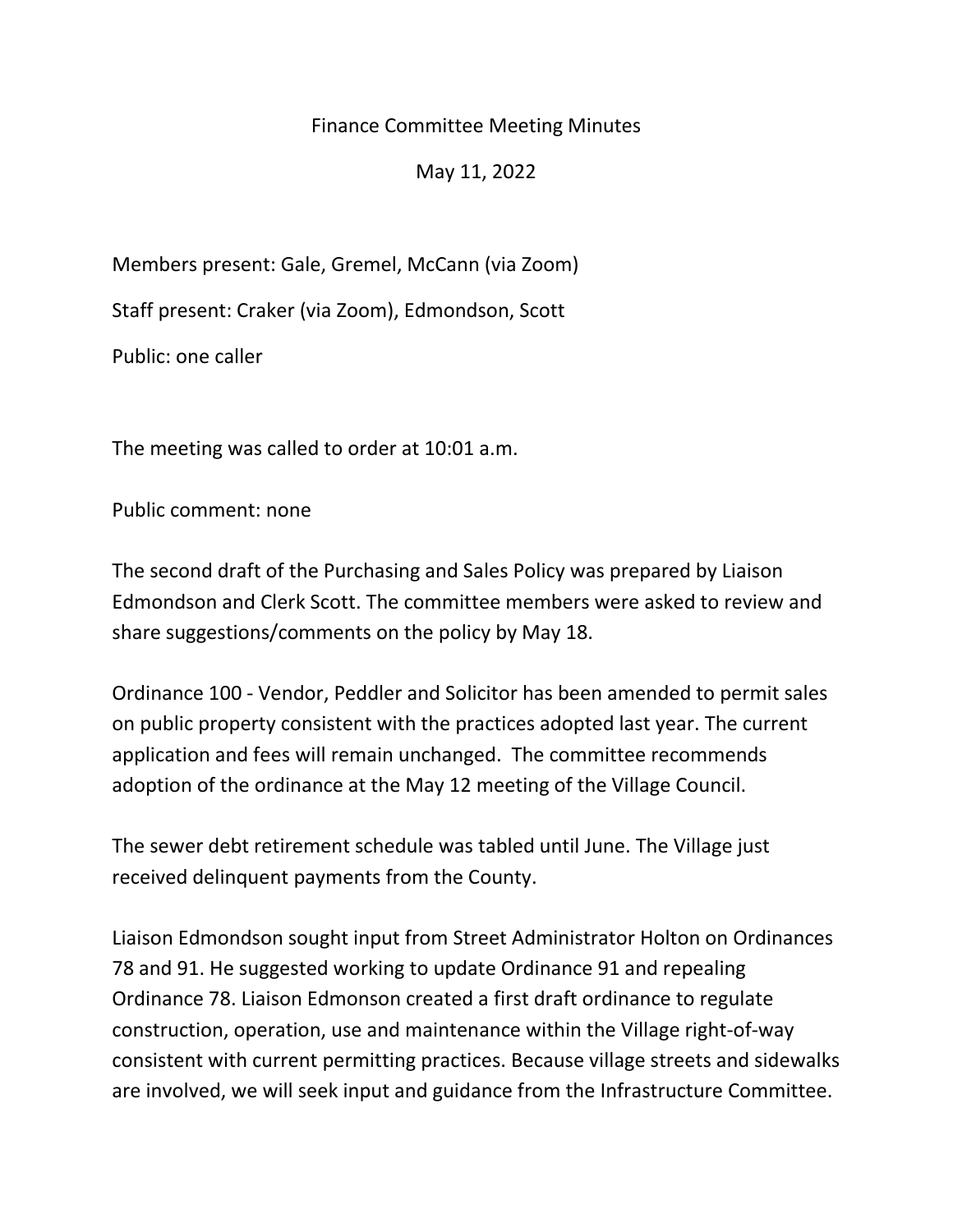# Finance Committee Meeting Minutes

May 11, 2022

Members present: Gale, Gremel, McCann (via Zoom)

Staff present: Craker (via Zoom), Edmondson, Scott

Public: one caller

The meeting was called to order at 10:01 a.m.

Public comment: none

The second draft of the Purchasing and Sales Policy was prepared by Liaison Edmondson and Clerk Scott. The committee members were asked to review and share suggestions/comments on the policy by May 18.

Ordinance 100 - Vendor, Peddler and Solicitor has been amended to permit sales on public property consistent with the practices adopted last year. The current application and fees will remain unchanged. The committee recommends adoption of the ordinance at the May 12 meeting of the Village Council.

The sewer debt retirement schedule was tabled until June. The Village just received delinquent payments from the County.

Liaison Edmondson sought input from Street Administrator Holton on Ordinances 78 and 91. He suggested working to update Ordinance 91 and repealing Ordinance 78. Liaison Edmonson created a first draft ordinance to regulate construction, operation, use and maintenance within the Village right-of-way consistent with current permitting practices. Because village streets and sidewalks are involved, we will seek input and guidance from the Infrastructure Committee.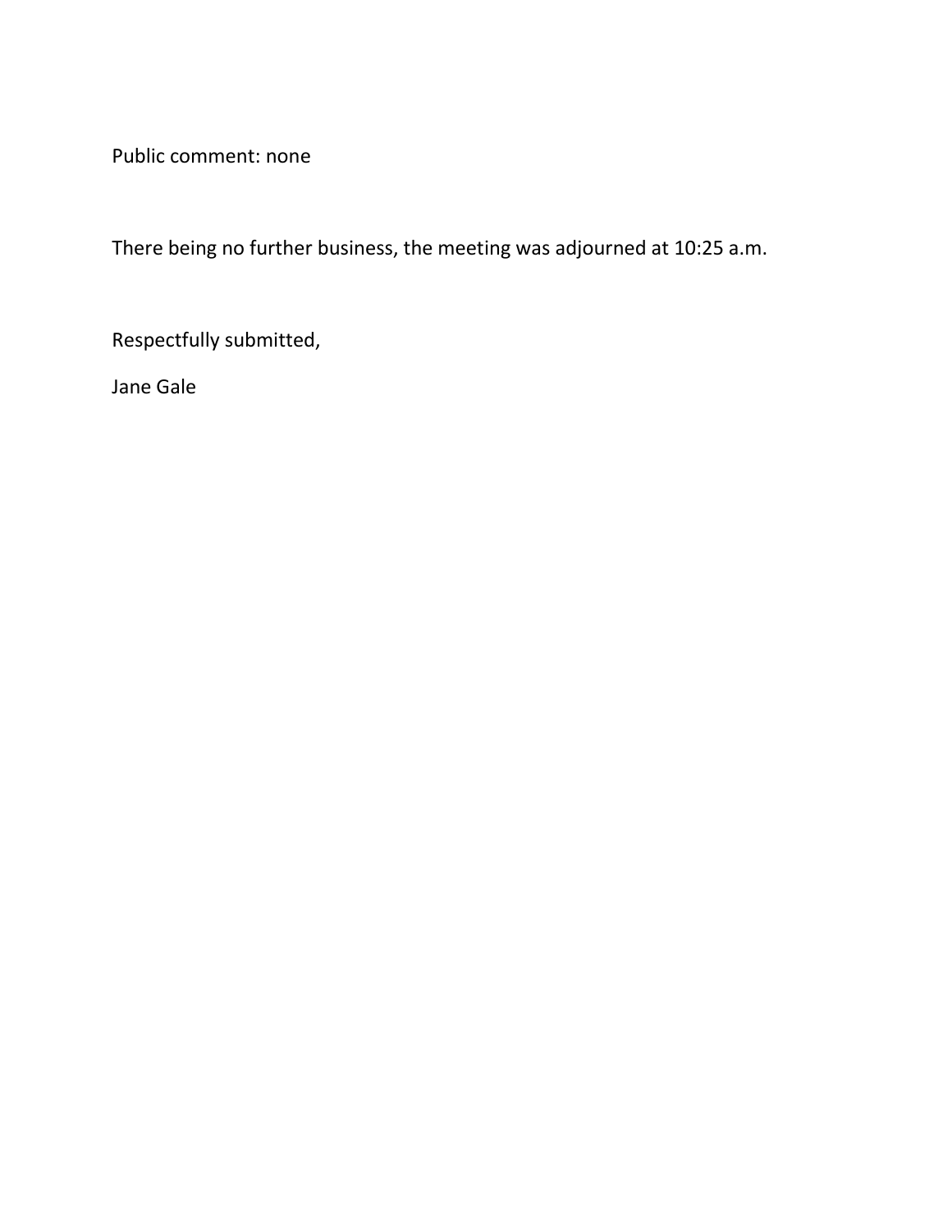Public comment: none

There being no further business, the meeting was adjourned at 10:25 a.m.

Respectfully submitted,

Jane Gale